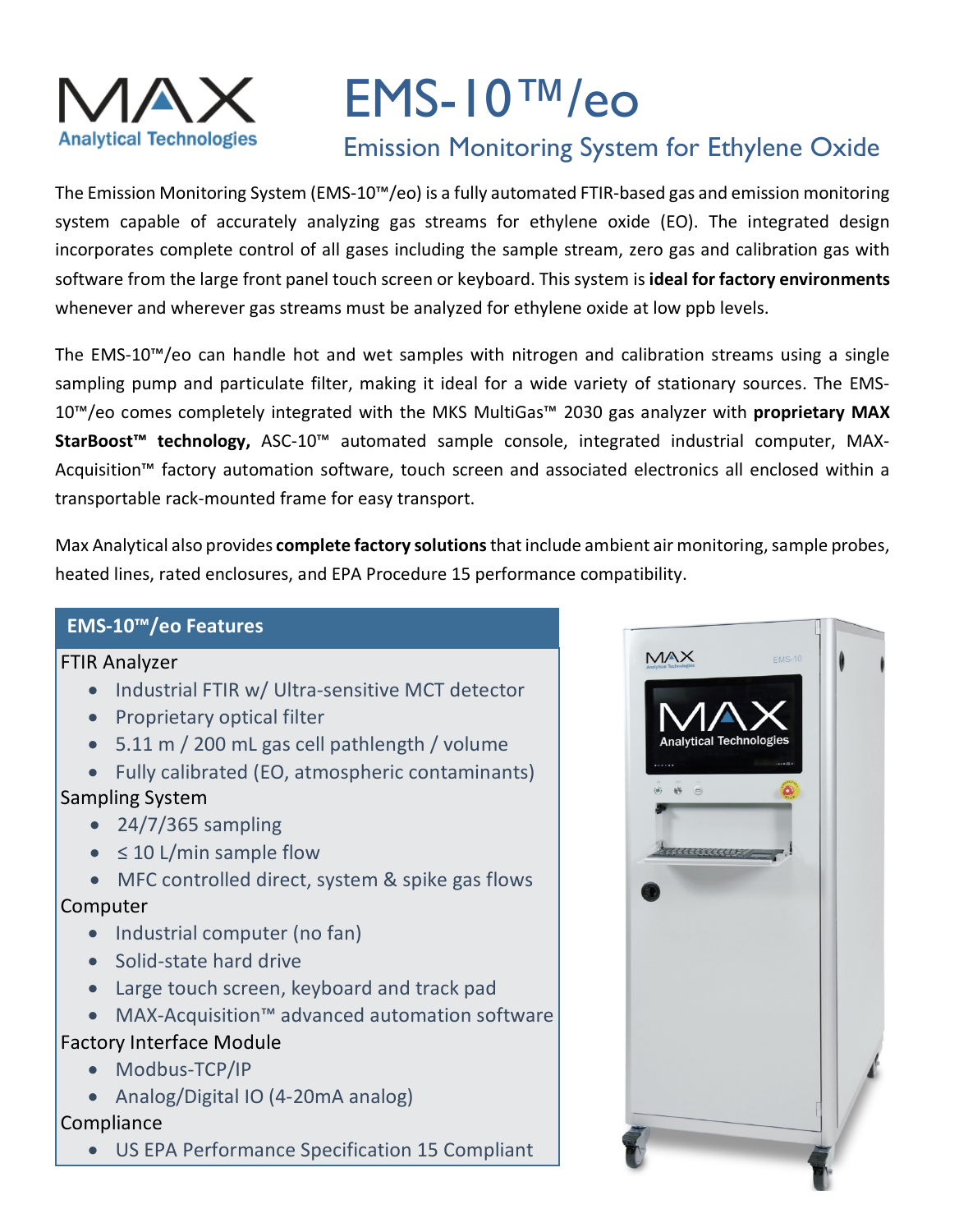MAX Analytical Technologies

# EMS-10™/eo

## Emission Monitoring System for Ethylene Oxide

The Emission Monitoring System (EMS-10™/eo) is a fully automated FTIR-based gas and emission monitoring system capable of accurately analyzing gas streams for ethylene oxide (EO). The integrated design incorporates complete control of all gases including the sample stream, zero gas and calibration gas with software from the large front panel touch screen or keyboard. This system is **ideal for factory environments** whenever and wherever gas streams must be analyzed for ethylene oxide at low ppb levels.

The EMS-10™/eo can handle hot and wet samples with nitrogen and calibration streams using a single sampling pump and particulate filter, making it ideal for a wide variety of stationary sources. The EMS-10™/eo comes completely integrated with the MKS MultiGas™ 2030 gas analyzer with **proprietary MAX StarBoost™ technology,** ASC-10™ automated sample console, integrated industrial computer, MAX-Acquisition™ factory automation software, touch screen and associated electronics all enclosed within a transportable rack-mounted frame for easy transport.

Max Analytical also provides **complete factory solutions** that include ambient air monitoring, sample probes, heated lines, rated enclosures, and EPA Procedure 15 performance compatibility.

### EMS-10™/eo Features

FTIR Analyzer

- Industrial FTIR w/ Ultra-sensitive MCT detector
- Proprietary optical filter
- 5.11 m / 200 mL gas cell pathlength / volume
- Fully calibrated (EO, atmospheric contaminants)

Sampling System

- 24/7/365 sampling
- ≤ 10 L/min sample flow
- MFC controlled direct, system & spike gas flows

Computer

- Industrial computer (no fan)
- Solid-state hard drive
- Large touch screen, keyboard and track pad
- MAX-Acquisition™ advanced automation software

Factory Interface Module

- Modbus-TCP/IP
- Analog/Digital IO (4-20mA analog)

Compliance

- US EPA Performance Specification 15 Compliant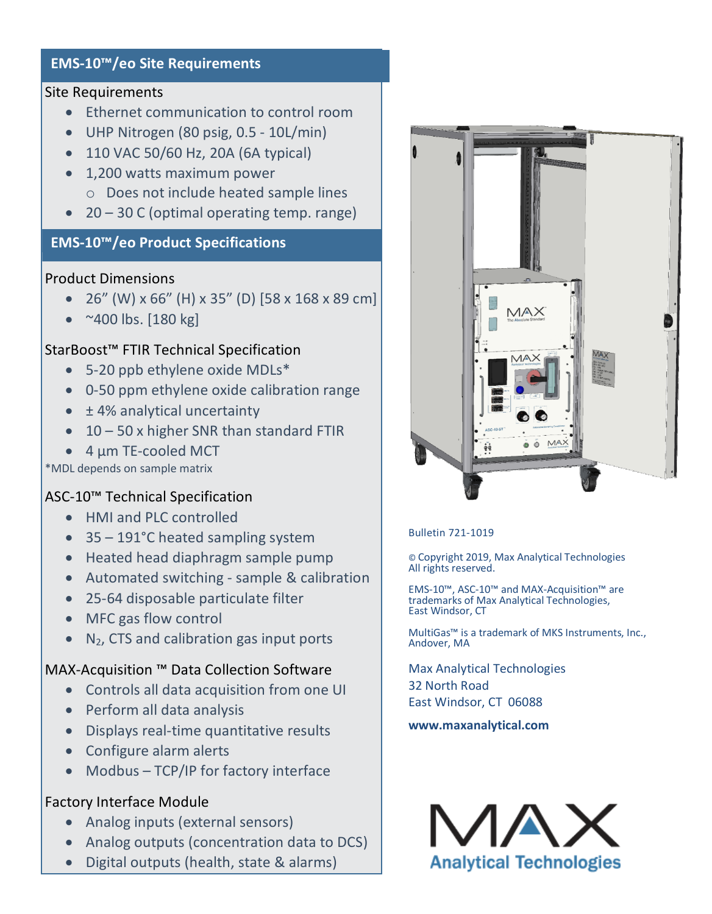## EMS-10™/eo Site Requirements

Site Requirements

- Ethernet communication to control room
- UHP Nitrogen (80 psig, 0.5 - 10L/min)
- 110 VAC 50/60 Hz, 20A (6A typical)
- 1,200 watts maximum power
  - Does not include heated sample lines
- 20 – 30 C (optimal operating temp. range)

## EMS-10™/eo Product Specifications

Product Dimensions

- 26” (W) x 66” (H) x 35” (D) [58 x 168 x 89 cm]
- ~400 lbs. [180 kg]

StarBoost™ FTIR Technical Specification

- 5-20 ppb ethylene oxide MDLs*
- 0-50 ppm ethylene oxide calibration range
- ± 4% analytical uncertainty
- 10 – 50 x higher SNR than standard FTIR
- 4 µm TE-cooled MCT

*MDL depends on sample matrix

ASC-10™ Technical Specification

- HMI and PLC controlled
- 35 – 191°C heated sampling system
- Heated head diaphragm sample pump
- Automated switching - sample & calibration
- 25-64 disposable particulate filter
- MFC gas flow control
- $N_2$, CTS and calibration gas input ports

MAX-Acquisition ™ Data Collection Software

- Controls all data acquisition from one UI
- Perform all data analysis
- Displays real-time quantitative results
- Configure alarm alerts
- Modbus – TCP/IP for factory interface

Factory Interface Module

- Analog inputs (external sensors)
- Analog outputs (concentration data to DCS)
- Digital outputs (health, state & alarms)

Bulletin 721-1019

© Copyright 2019, Max Analytical Technologies
All rights reserved.

EMS-10™, ASC-10™ and MAX-Acquisition™ are trademarks of Max Analytical Technologies, East Windsor, CT

MultiGas™ is a trademark of MKS Instruments, Inc., Andover, MA

Max Analytical Technologies
32 North Road
East Windsor, CT 06088

**www.maxanalytical.com**

MAX Analytical Technologies